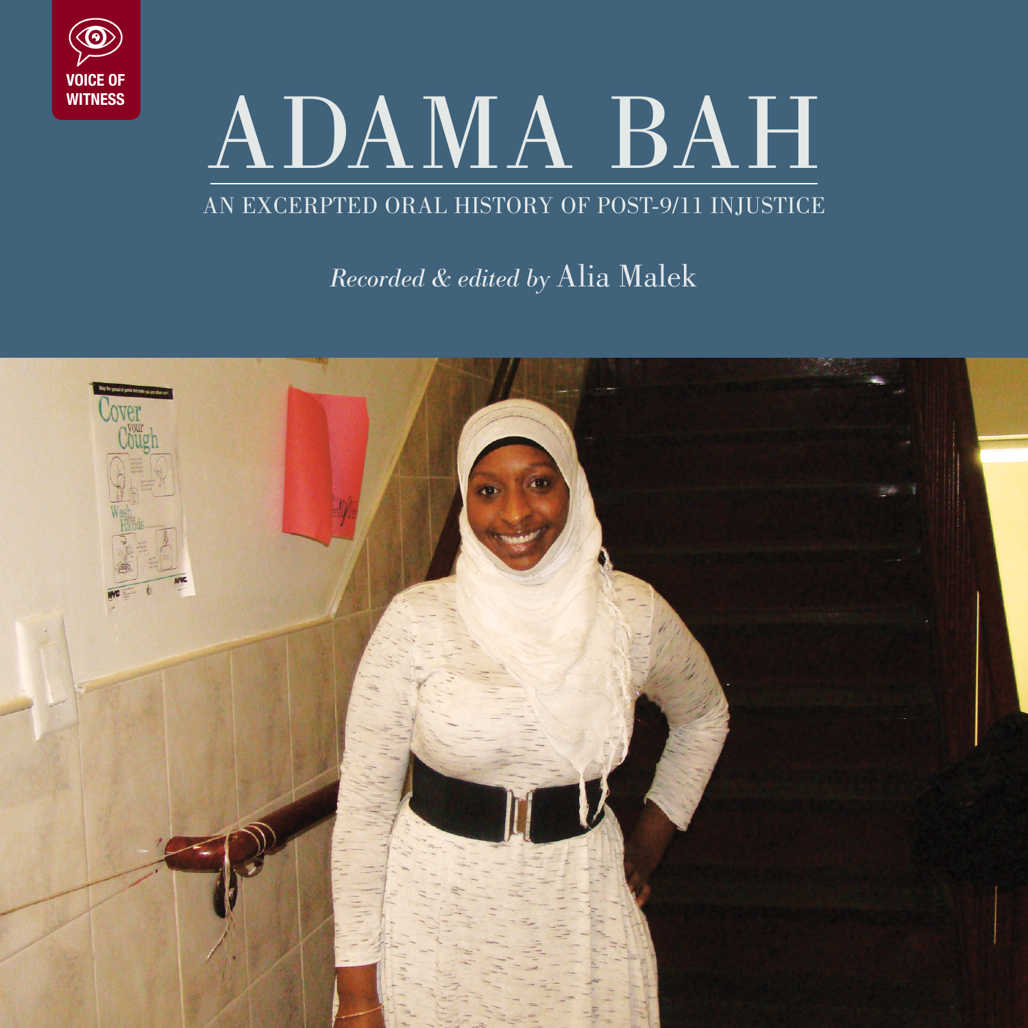VOICE OF WITNESS

# ADAMA BAH

AN EXCERPTED ORAL HISTORY OF POST-9/11 INJUSTICE

*Recorded & edited by* Alia Malek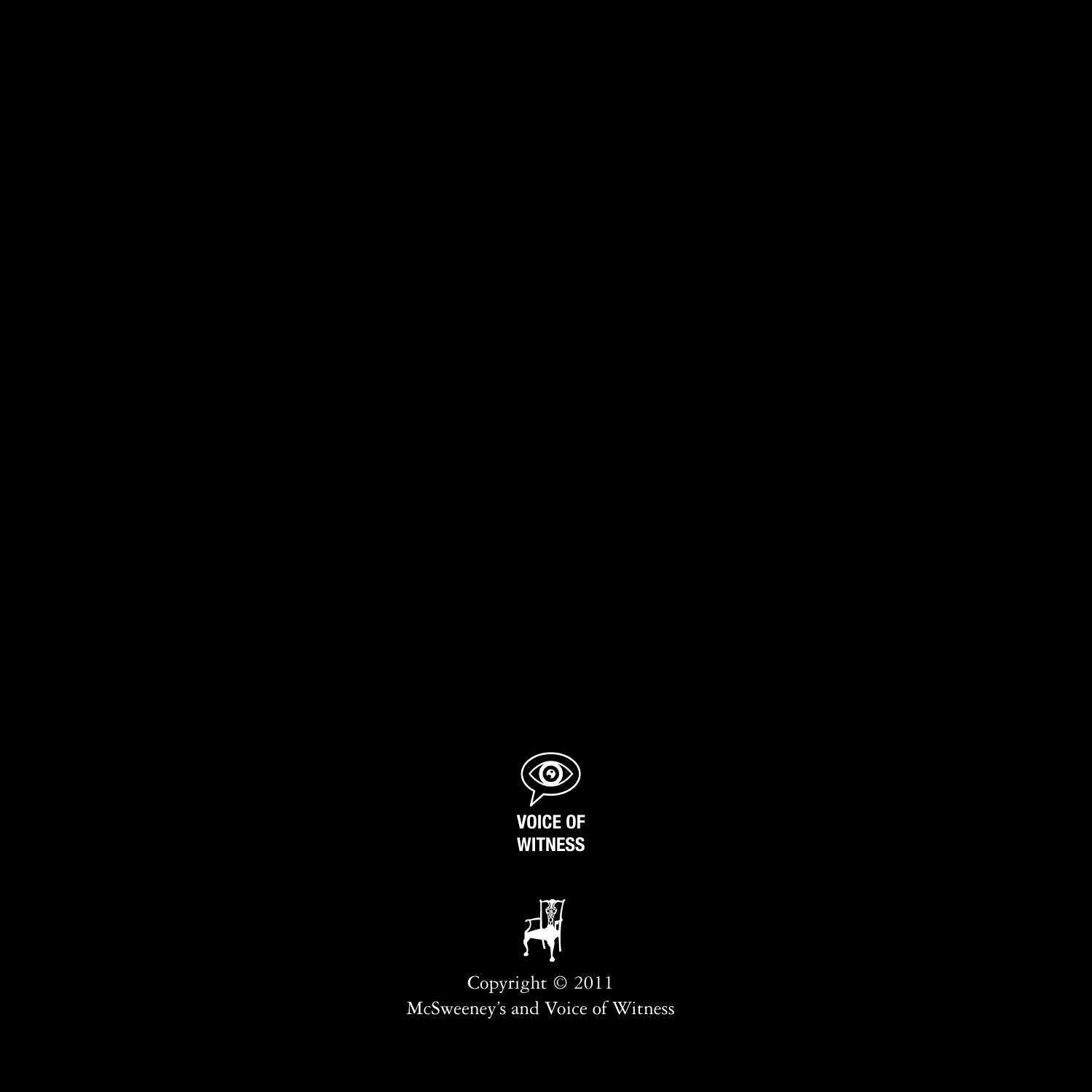VOICE OF
WITNESS

Copyright © 2011
McSweeney's and Voice of Witness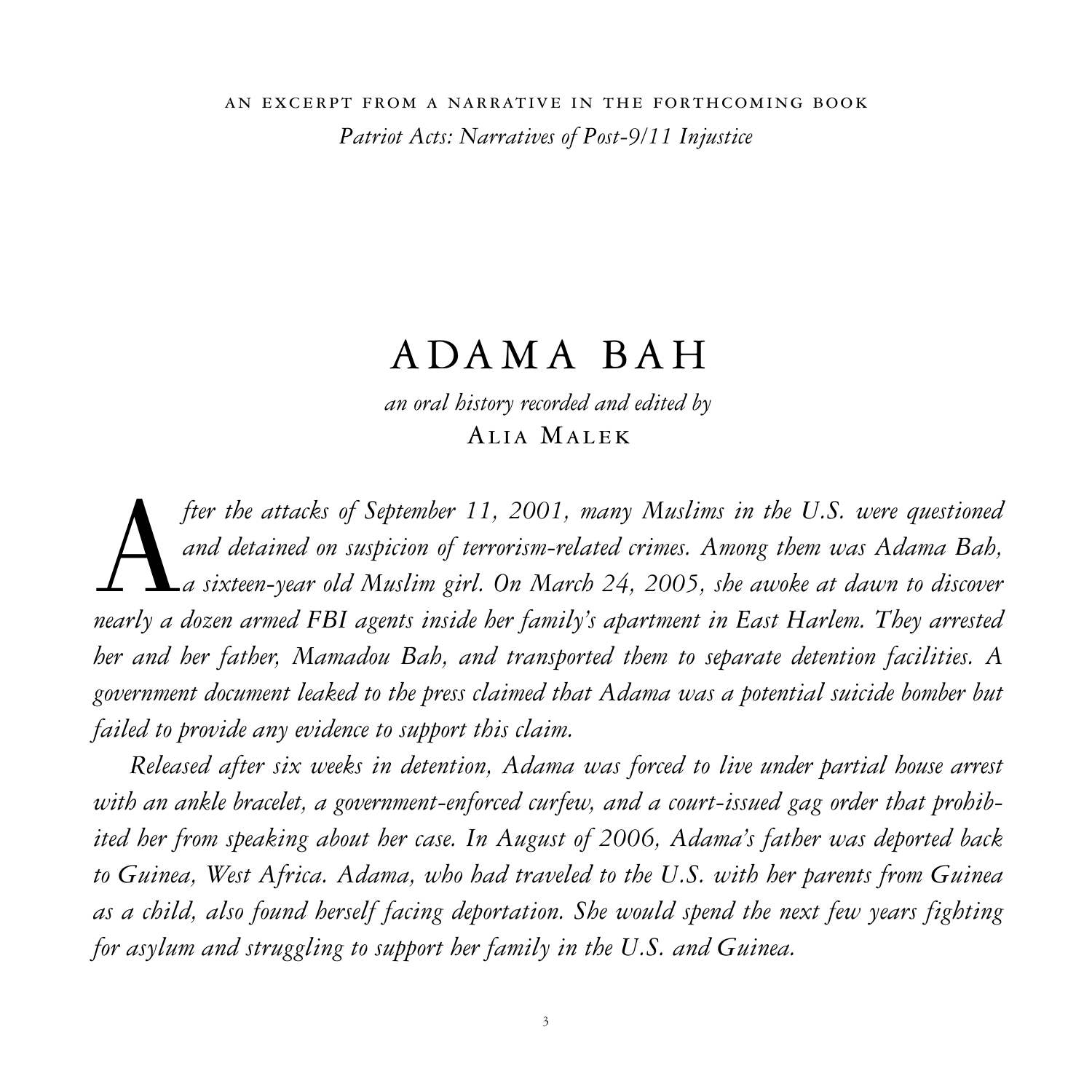AN EXCERPT FROM A NARRATIVE IN THE FORTHCOMING BOOK

*Patriot Acts: Narratives of Post-9/11 Injustice*

# ADAMA BAH

*an oral history recorded and edited by*

ALIA MALEK

*After the attacks of September 11, 2001, many Muslims in the U.S. were questioned and detained on suspicion of terrorism-related crimes. Among them was Adama Bah, a sixteen-year old Muslim girl. On March 24, 2005, she awoke at dawn to discover nearly a dozen armed FBI agents inside her family's apartment in East Harlem. They arrested her and her father, Mamadou Bah, and transported them to separate detention facilities. A government document leaked to the press claimed that Adama was a potential suicide bomber but failed to provide any evidence to support this claim.*

*Released after six weeks in detention, Adama was forced to live under partial house arrest with an ankle bracelet, a government-enforced curfew, and a court-issued gag order that prohibited her from speaking about her case. In August of 2006, Adama's father was deported back to Guinea, West Africa. Adama, who had traveled to the U.S. with her parents from Guinea as a child, also found herself facing deportation. She would spend the next few years fighting for asylum and struggling to support her family in the U.S. and Guinea.*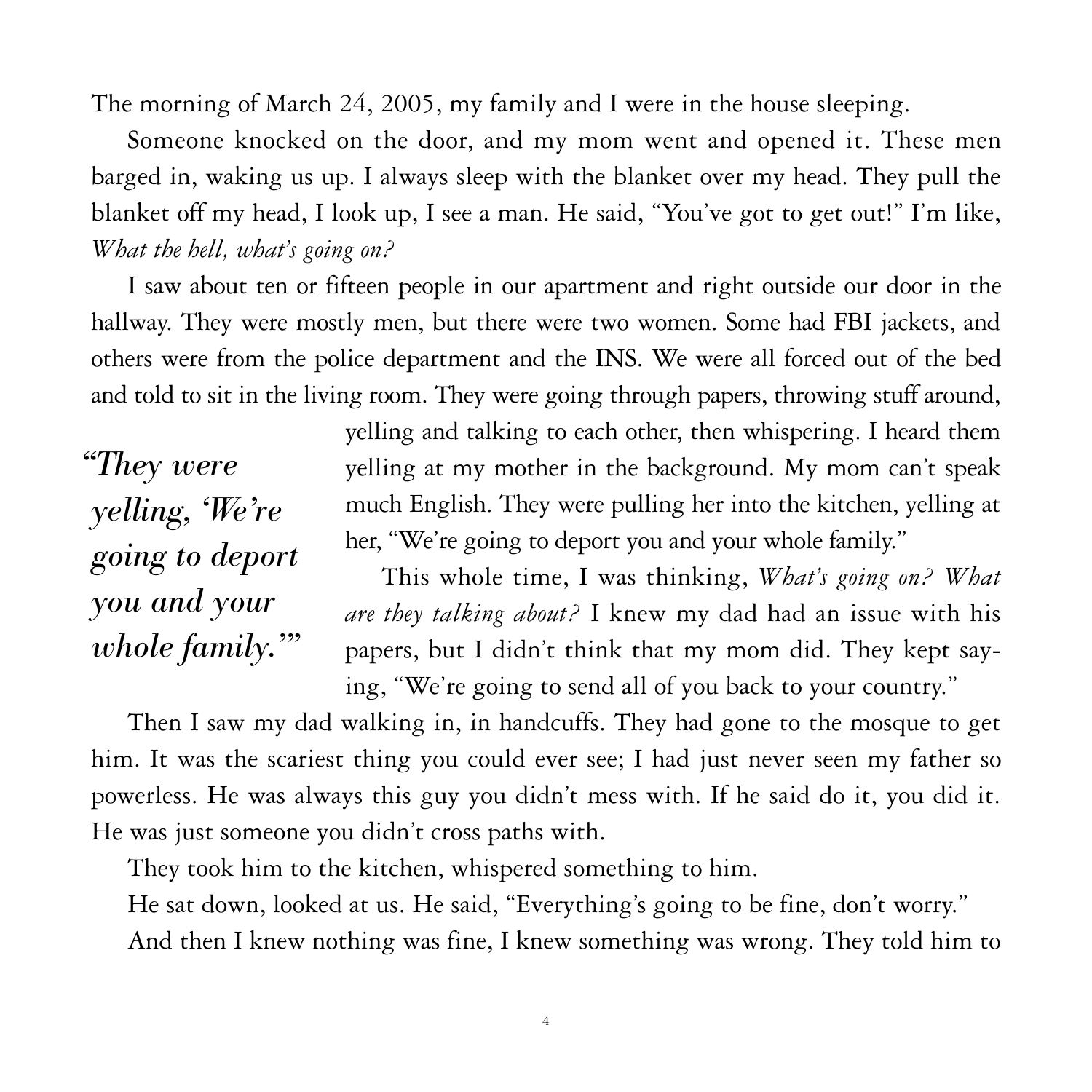The morning of March 24, 2005, my family and I were in the house sleeping.

Someone knocked on the door, and my mom went and opened it. These men barged in, waking us up. I always sleep with the blanket over my head. They pull the blanket off my head, I look up, I see a man. He said, "You've got to get out!" I'm like, *What the hell, what's going on?*

I saw about ten or fifteen people in our apartment and right outside our door in the hallway. They were mostly men, but there were two women. Some had FBI jackets, and others were from the police department and the INS. We were all forced out of the bed and told to sit in the living room. They were going through papers, throwing stuff around, yelling and talking to each other, then whispering. I heard them yelling at my mother in the background. My mom can't speak much English. They were pulling her into the kitchen, yelling at her, "We're going to deport you and your whole family."

> ***"They were yelling, 'We're going to deport you and your whole family.'"***

This whole time, I was thinking, *What's going on? What are they talking about?* I knew my dad had an issue with his papers, but I didn't think that my mom did. They kept saying, "We're going to send all of you back to your country."

Then I saw my dad walking in, in handcuffs. They had gone to the mosque to get him. It was the scariest thing you could ever see; I had just never seen my father so powerless. He was always this guy you didn't mess with. If he said do it, you did it. He was just someone you didn't cross paths with.

They took him to the kitchen, whispered something to him.

He sat down, looked at us. He said, "Everything's going to be fine, don't worry."

And then I knew nothing was fine, I knew something was wrong. They told him to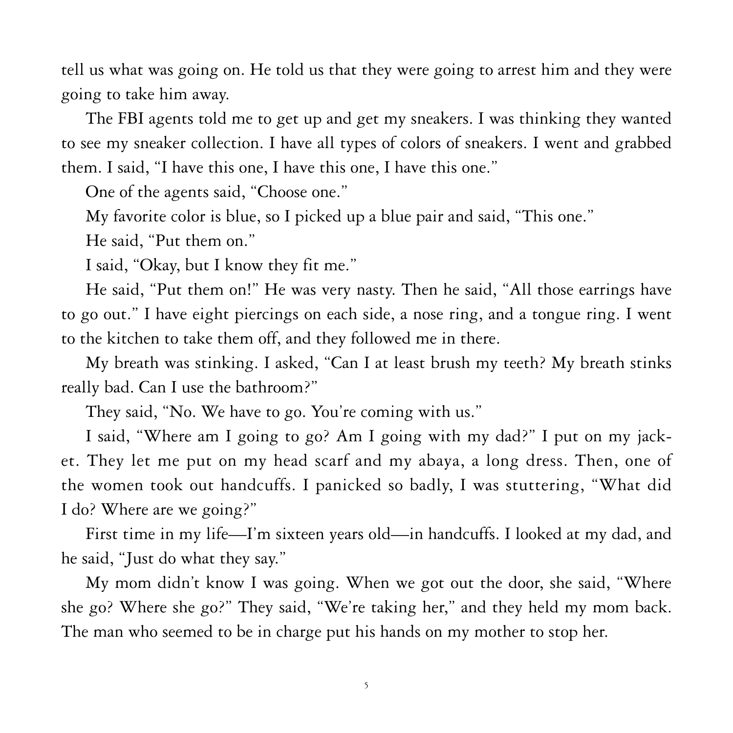tell us what was going on. He told us that they were going to arrest him and they were going to take him away.

The FBI agents told me to get up and get my sneakers. I was thinking they wanted to see my sneaker collection. I have all types of colors of sneakers. I went and grabbed them. I said, "I have this one, I have this one, I have this one."

One of the agents said, "Choose one."

My favorite color is blue, so I picked up a blue pair and said, "This one."

He said, "Put them on."

I said, "Okay, but I know they fit me."

He said, "Put them on!" He was very nasty. Then he said, "All those earrings have to go out." I have eight piercings on each side, a nose ring, and a tongue ring. I went to the kitchen to take them off, and they followed me in there.

My breath was stinking. I asked, "Can I at least brush my teeth? My breath stinks really bad. Can I use the bathroom?"

They said, "No. We have to go. You're coming with us."

I said, "Where am I going to go? Am I going with my dad?" I put on my jacket. They let me put on my head scarf and my abaya, a long dress. Then, one of the women took out handcuffs. I panicked so badly, I was stuttering, "What did I do? Where are we going?"

First time in my life—I'm sixteen years old—in handcuffs. I looked at my dad, and he said, "Just do what they say."

My mom didn't know I was going. When we got out the door, she said, "Where she go? Where she go?" They said, "We're taking her," and they held my mom back. The man who seemed to be in charge put his hands on my mother to stop her.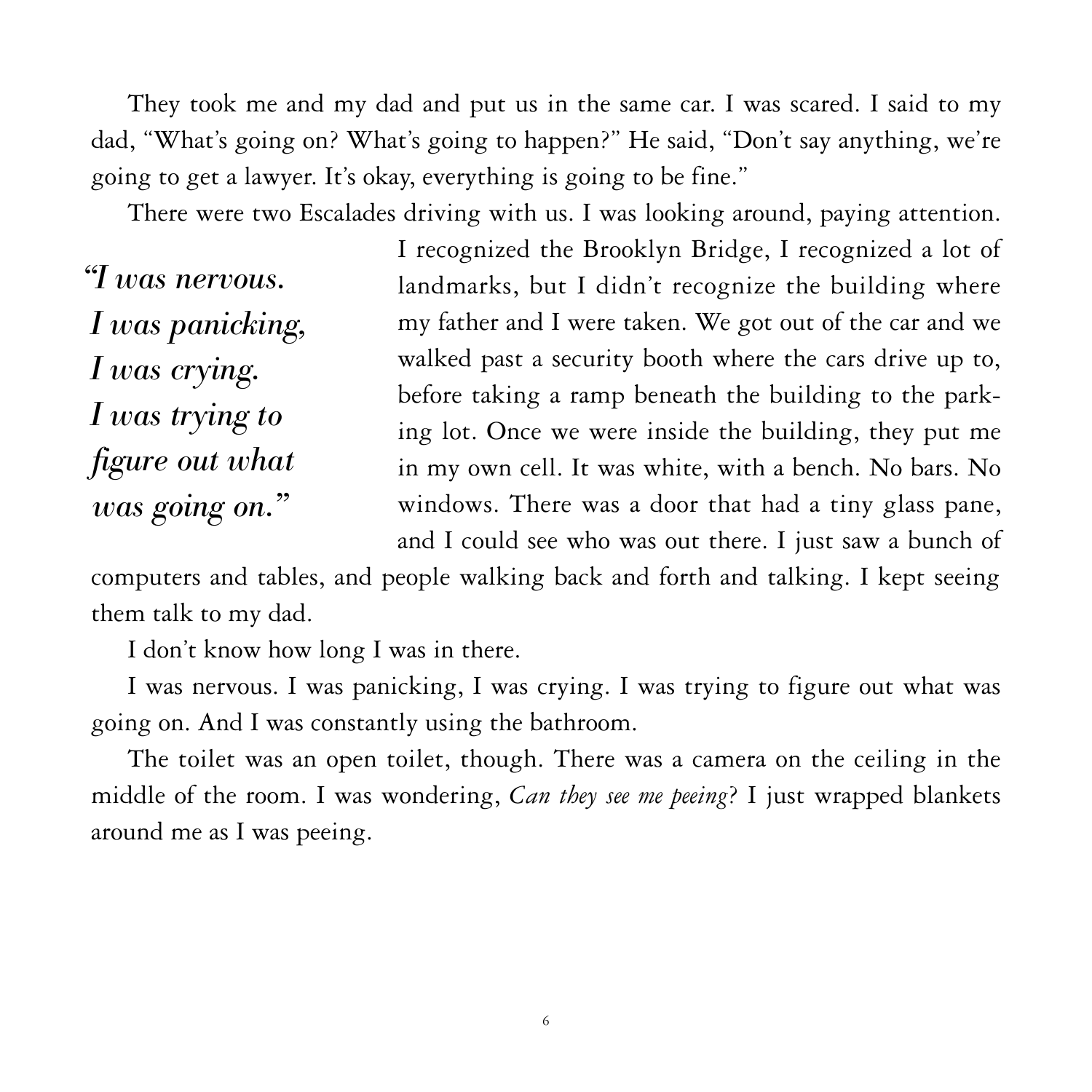They took me and my dad and put us in the same car. I was scared. I said to my dad, "What's going on? What's going to happen?" He said, "Don't say anything, we're going to get a lawyer. It's okay, everything is going to be fine."

There were two Escalades driving with us. I was looking around, paying attention. I recognized the Brooklyn Bridge, I recognized a lot of landmarks, but I didn't recognize the building where my father and I were taken. We got out of the car and we walked past a security booth where the cars drive up to, before taking a ramp beneath the building to the parking lot. Once we were inside the building, they put me in my own cell. It was white, with a bench. No bars. No windows. There was a door that had a tiny glass pane, and I could see who was out there. I just saw a bunch of computers and tables, and people walking back and forth and talking. I kept seeing them talk to my dad.

> ***"I was nervous. I was panicking, I was crying. I was trying to figure out what was going on."***

I don't know how long I was in there.

I was nervous. I was panicking, I was crying. I was trying to figure out what was going on. And I was constantly using the bathroom.

The toilet was an open toilet, though. There was a camera on the ceiling in the middle of the room. I was wondering, *Can they see me peeing?* I just wrapped blankets around me as I was peeing.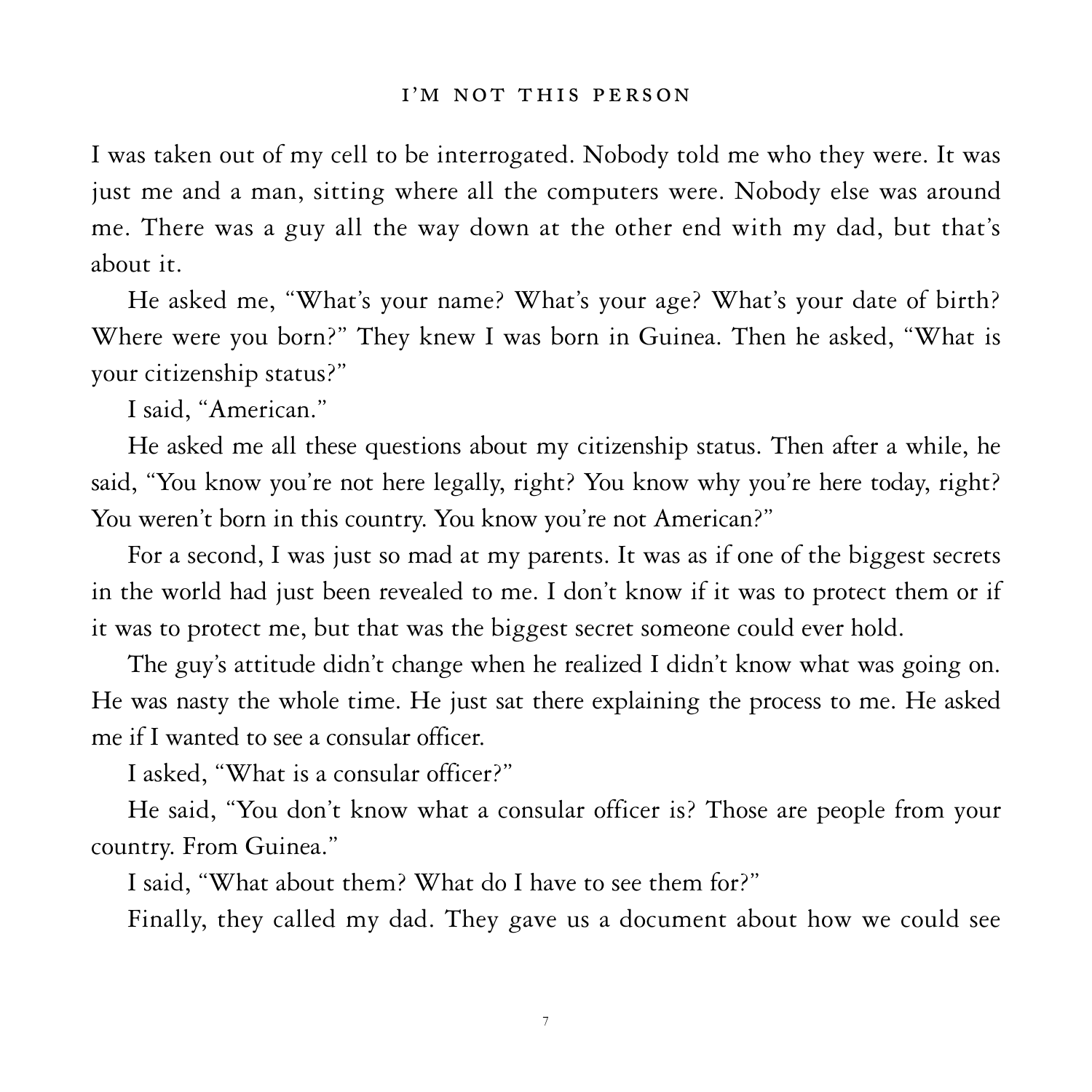I was taken out of my cell to be interrogated. Nobody told me who they were. It was just me and a man, sitting where all the computers were. Nobody else was around me. There was a guy all the way down at the other end with my dad, but that's about it.

He asked me, "What's your name? What's your age? What's your date of birth? Where were you born?" They knew I was born in Guinea. Then he asked, "What is your citizenship status?"

I said, "American."

He asked me all these questions about my citizenship status. Then after a while, he said, "You know you're not here legally, right? You know why you're here today, right? You weren't born in this country. You know you're not American?"

For a second, I was just so mad at my parents. It was as if one of the biggest secrets in the world had just been revealed to me. I don't know if it was to protect them or if it was to protect me, but that was the biggest secret someone could ever hold.

The guy's attitude didn't change when he realized I didn't know what was going on. He was nasty the whole time. He just sat there explaining the process to me. He asked me if I wanted to see a consular officer.

I asked, "What is a consular officer?"

He said, "You don't know what a consular officer is? Those are people from your country. From Guinea."

I said, "What about them? What do I have to see them for?"

Finally, they called my dad. They gave us a document about how we could see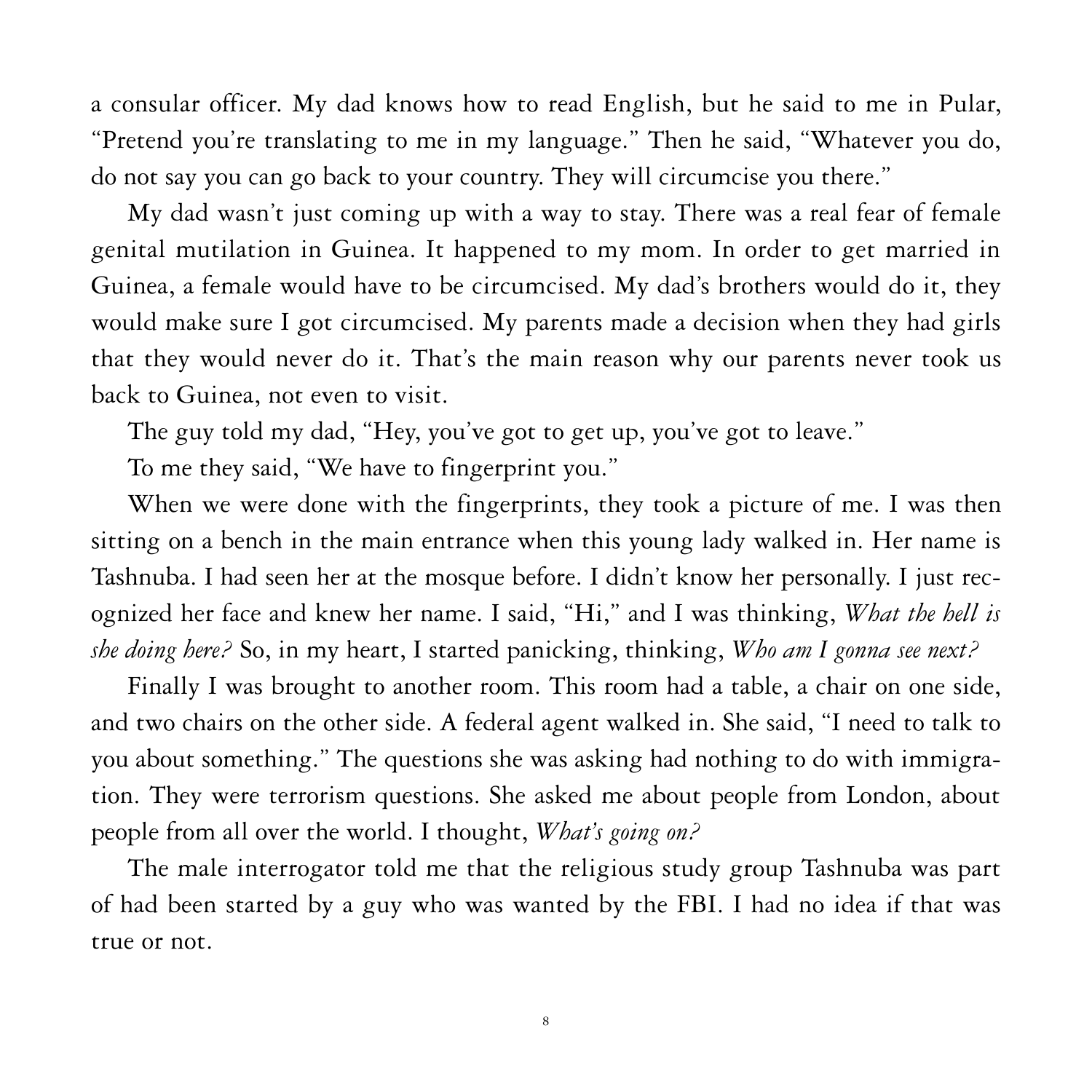a consular officer. My dad knows how to read English, but he said to me in Pular, "Pretend you're translating to me in my language." Then he said, "Whatever you do, do not say you can go back to your country. They will circumcise you there."

My dad wasn't just coming up with a way to stay. There was a real fear of female genital mutilation in Guinea. It happened to my mom. In order to get married in Guinea, a female would have to be circumcised. My dad's brothers would do it, they would make sure I got circumcised. My parents made a decision when they had girls that they would never do it. That's the main reason why our parents never took us back to Guinea, not even to visit.

The guy told my dad, "Hey, you've got to get up, you've got to leave."

To me they said, "We have to fingerprint you."

When we were done with the fingerprints, they took a picture of me. I was then sitting on a bench in the main entrance when this young lady walked in. Her name is Tashnuba. I had seen her at the mosque before. I didn't know her personally. I just recognized her face and knew her name. I said, "Hi," and I was thinking, *What the hell is she doing here?* So, in my heart, I started panicking, thinking, *Who am I gonna see next?*

Finally I was brought to another room. This room had a table, a chair on one side, and two chairs on the other side. A federal agent walked in. She said, "I need to talk to you about something." The questions she was asking had nothing to do with immigration. They were terrorism questions. She asked me about people from London, about people from all over the world. I thought, *What's going on?*

The male interrogator told me that the religious study group Tashnuba was part of had been started by a guy who was wanted by the FBI. I had no idea if that was true or not.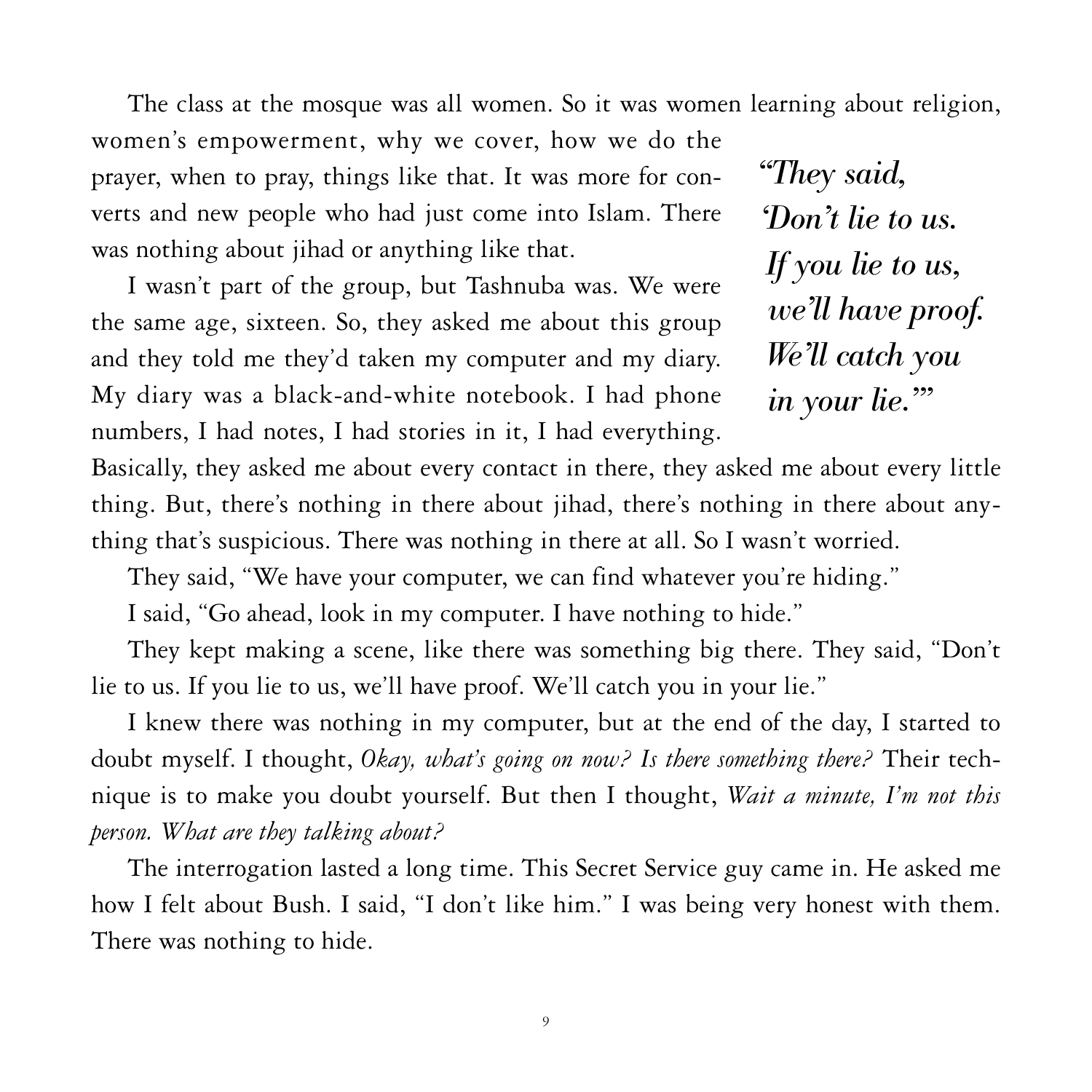The class at the mosque was all women. So it was women learning about religion, women's empowerment, why we cover, how we do the prayer, when to pray, things like that. It was more for converts and new people who had just come into Islam. There was nothing about jihad or anything like that.

*"They said, 'Don't lie to us. If you lie to us, we'll have proof. We'll catch you in your lie.'"*

I wasn't part of the group, but Tashnuba was. We were the same age, sixteen. So, they asked me about this group and they told me they'd taken my computer and my diary. My diary was a black-and-white notebook. I had phone numbers, I had notes, I had stories in it, I had everything. Basically, they asked me about every contact in there, they asked me about every little thing. But, there's nothing in there about jihad, there's nothing in there about anything that's suspicious. There was nothing in there at all. So I wasn't worried.

They said, "We have your computer, we can find whatever you're hiding."

I said, "Go ahead, look in my computer. I have nothing to hide."

They kept making a scene, like there was something big there. They said, "Don't lie to us. If you lie to us, we'll have proof. We'll catch you in your lie."

I knew there was nothing in my computer, but at the end of the day, I started to doubt myself. I thought, *Okay, what's going on now? Is there something there?* Their technique is to make you doubt yourself. But then I thought, *Wait a minute, I'm not this person. What are they talking about?*

The interrogation lasted a long time. This Secret Service guy came in. He asked me how I felt about Bush. I said, "I don't like him." I was being very honest with them. There was nothing to hide.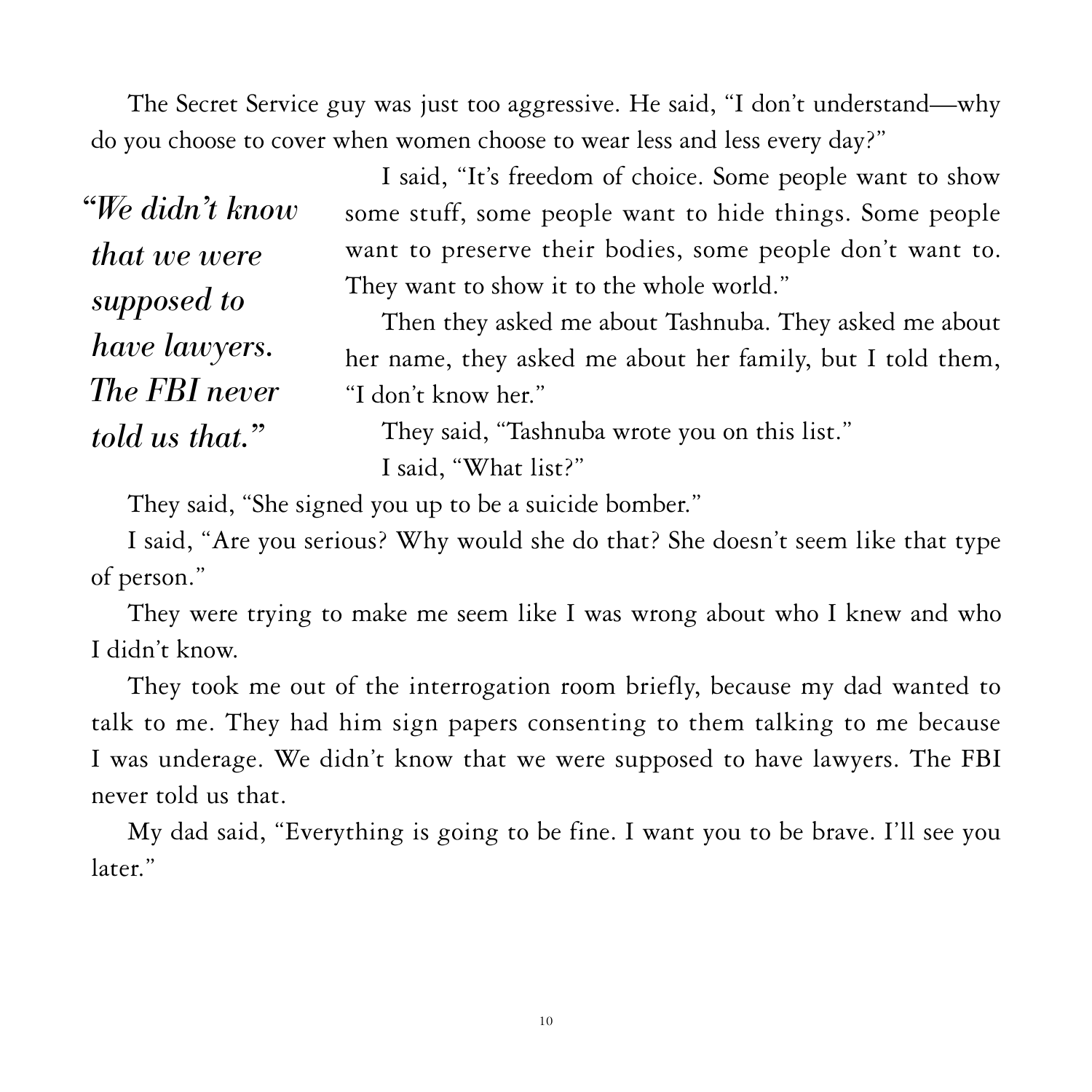The Secret Service guy was just too aggressive. He said, "I don't understand—why do you choose to cover when women choose to wear less and less every day?"

> ***"We didn't know that we were supposed to have lawyers. The FBI never told us that."***

I said, "It's freedom of choice. Some people want to show some stuff, some people want to hide things. Some people want to preserve their bodies, some people don't want to. They want to show it to the whole world."

Then they asked me about Tashnuba. They asked me about her name, they asked me about her family, but I told them, "I don't know her."

They said, "Tashnuba wrote you on this list."

I said, "What list?"

They said, "She signed you up to be a suicide bomber."

I said, "Are you serious? Why would she do that? She doesn't seem like that type of person."

They were trying to make me seem like I was wrong about who I knew and who I didn't know.

They took me out of the interrogation room briefly, because my dad wanted to talk to me. They had him sign papers consenting to them talking to me because I was underage. We didn't know that we were supposed to have lawyers. The FBI never told us that.

My dad said, "Everything is going to be fine. I want you to be brave. I'll see you later."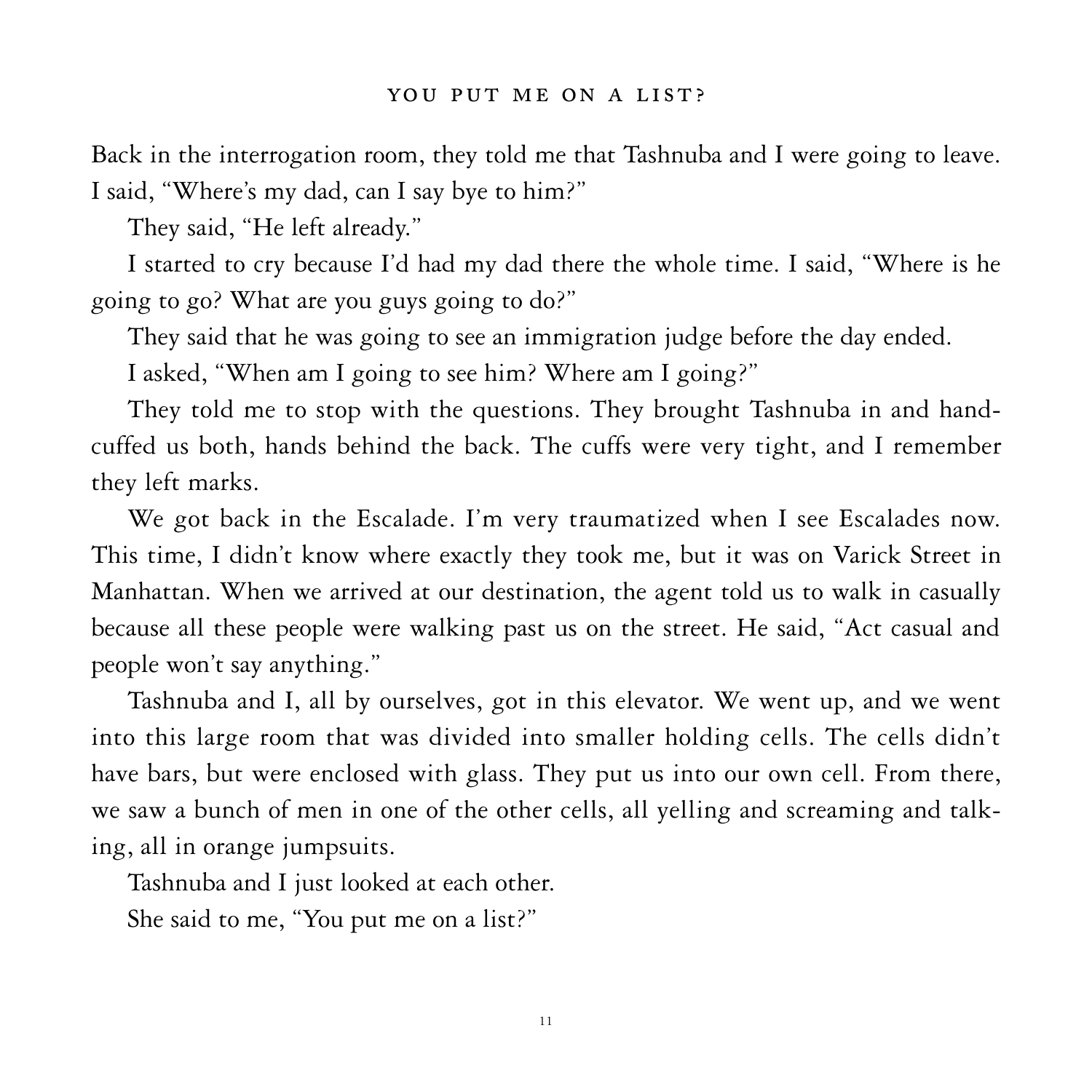Back in the interrogation room, they told me that Tashnuba and I were going to leave. I said, "Where's my dad, can I say bye to him?"

They said, "He left already."

I started to cry because I'd had my dad there the whole time. I said, "Where is he going to go? What are you guys going to do?"

They said that he was going to see an immigration judge before the day ended.

I asked, "When am I going to see him? Where am I going?"

They told me to stop with the questions. They brought Tashnuba in and handcuffed us both, hands behind the back. The cuffs were very tight, and I remember they left marks.

We got back in the Escalade. I'm very traumatized when I see Escalades now. This time, I didn't know where exactly they took me, but it was on Varick Street in Manhattan. When we arrived at our destination, the agent told us to walk in casually because all these people were walking past us on the street. He said, "Act casual and people won't say anything."

Tashnuba and I, all by ourselves, got in this elevator. We went up, and we went into this large room that was divided into smaller holding cells. The cells didn't have bars, but were enclosed with glass. They put us into our own cell. From there, we saw a bunch of men in one of the other cells, all yelling and screaming and talking, all in orange jumpsuits.

Tashnuba and I just looked at each other.

She said to me, "You put me on a list?"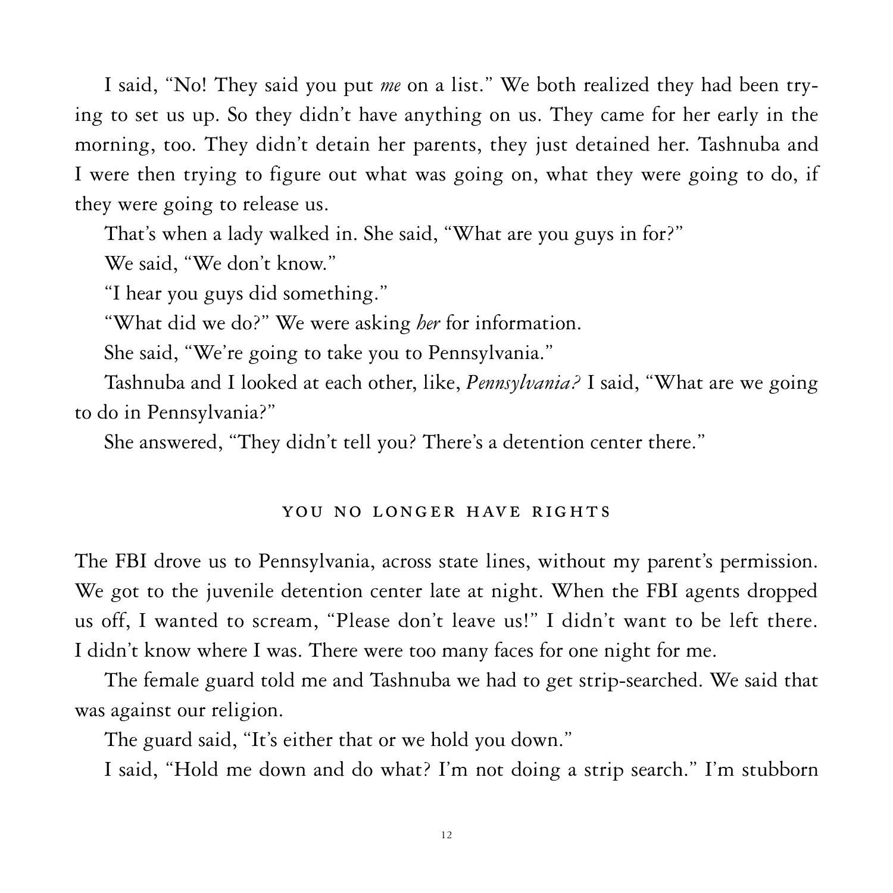I said, "No! They said you put *me* on a list." We both realized they had been trying to set us up. So they didn't have anything on us. They came for her early in the morning, too. They didn't detain her parents, they just detained her. Tashnuba and I were then trying to figure out what was going on, what they were going to do, if they were going to release us.

That's when a lady walked in. She said, "What are you guys in for?"

We said, "We don't know."

"I hear you guys did something."

"What did we do?" We were asking *her* for information.

She said, "We're going to take you to Pennsylvania."

Tashnuba and I looked at each other, like, *Pennsylvania?* I said, "What are we going to do in Pennsylvania?"

She answered, "They didn't tell you? There's a detention center there."

## YOU NO LONGER HAVE RIGHTS

The FBI drove us to Pennsylvania, across state lines, without my parent's permission. We got to the juvenile detention center late at night. When the FBI agents dropped us off, I wanted to scream, "Please don't leave us!" I didn't want to be left there. I didn't know where I was. There were too many faces for one night for me.

The female guard told me and Tashnuba we had to get strip-searched. We said that was against our religion.

The guard said, "It's either that or we hold you down."

I said, "Hold me down and do what? I'm not doing a strip search." I'm stubborn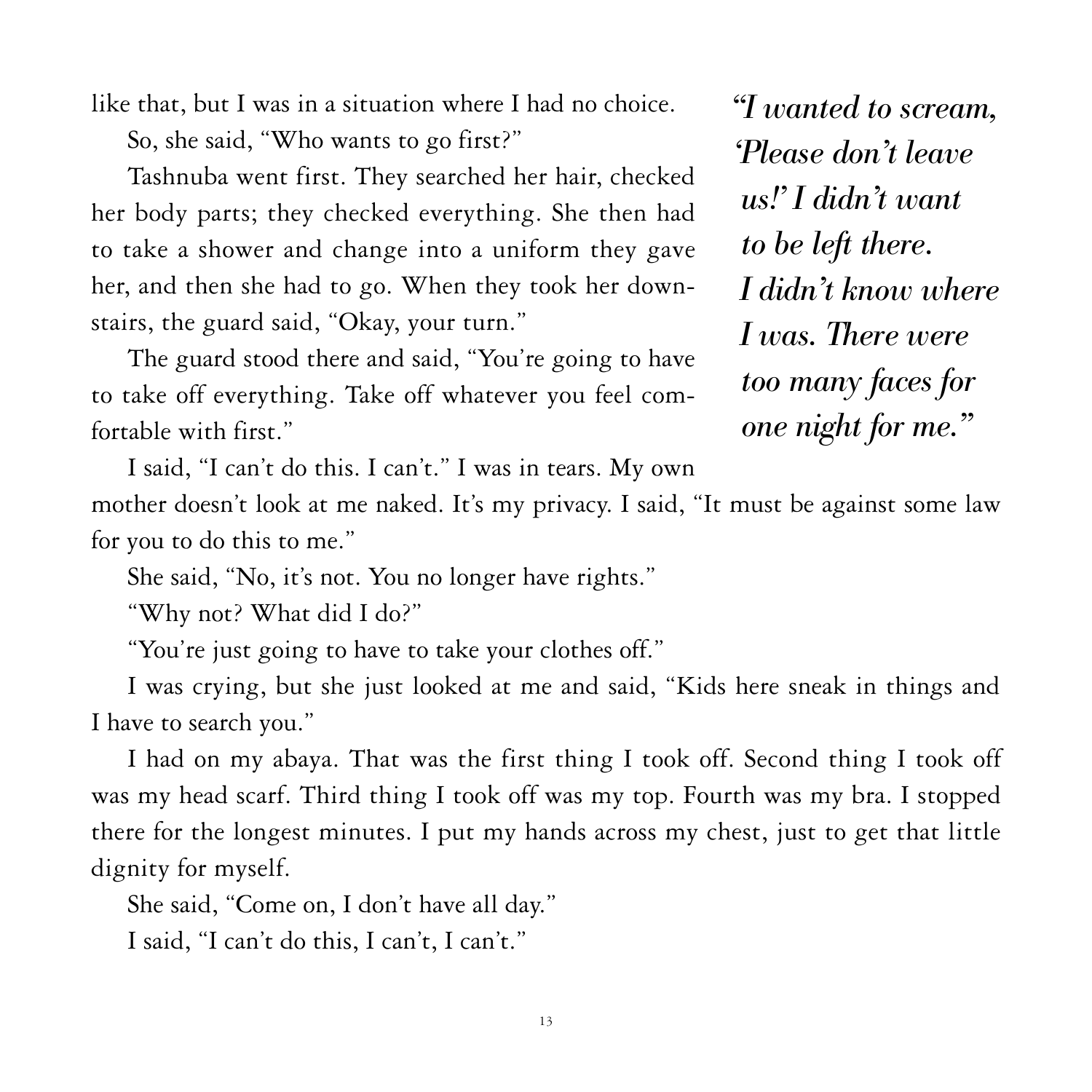like that, but I was in a situation where I had no choice.

So, she said, "Who wants to go first?"

Tashnuba went first. They searched her hair, checked her body parts; they checked everything. She then had to take a shower and change into a uniform they gave her, and then she had to go. When they took her downstairs, the guard said, "Okay, your turn."

The guard stood there and said, "You're going to have to take off everything. Take off whatever you feel comfortable with first."

> *"I wanted to scream, 'Please don't leave us!' I didn't want to be left there. I didn't know where I was. There were too many faces for one night for me."*

I said, "I can't do this. I can't." I was in tears. My own mother doesn't look at me naked. It's my privacy. I said, "It must be against some law for you to do this to me."

She said, "No, it's not. You no longer have rights."

"Why not? What did I do?"

"You're just going to have to take your clothes off."

I was crying, but she just looked at me and said, "Kids here sneak in things and I have to search you."

I had on my abaya. That was the first thing I took off. Second thing I took off was my head scarf. Third thing I took off was my top. Fourth was my bra. I stopped there for the longest minutes. I put my hands across my chest, just to get that little dignity for myself.

She said, "Come on, I don't have all day."

I said, "I can't do this, I can't, I can't."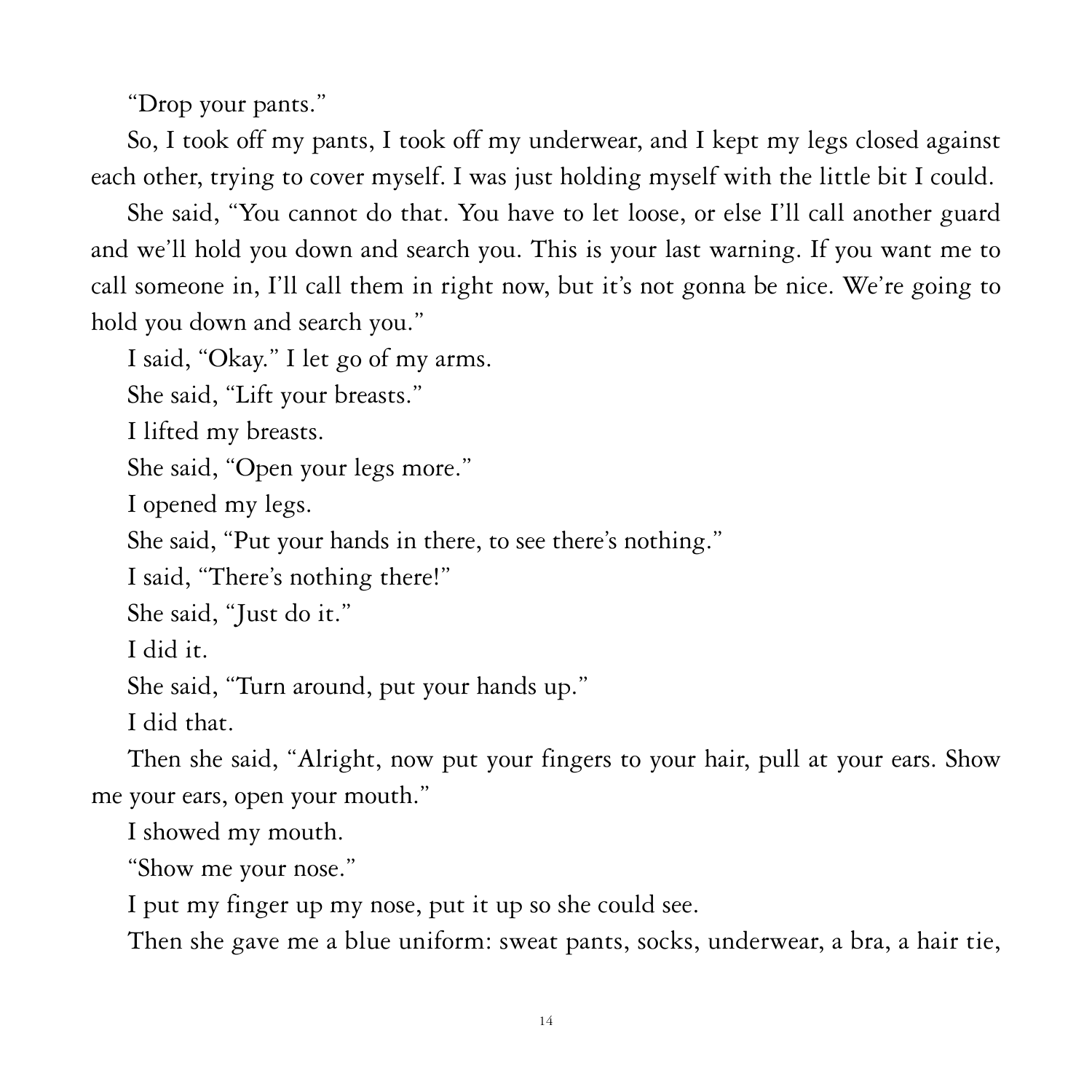"Drop your pants."

So, I took off my pants, I took off my underwear, and I kept my legs closed against each other, trying to cover myself. I was just holding myself with the little bit I could.

She said, "You cannot do that. You have to let loose, or else I'll call another guard and we'll hold you down and search you. This is your last warning. If you want me to call someone in, I'll call them in right now, but it's not gonna be nice. We're going to hold you down and search you."

I said, "Okay." I let go of my arms.

She said, "Lift your breasts."

I lifted my breasts.

She said, "Open your legs more."

I opened my legs.

She said, "Put your hands in there, to see there's nothing."

I said, "There's nothing there!"

She said, "Just do it."

I did it.

She said, "Turn around, put your hands up."

I did that.

Then she said, "Alright, now put your fingers to your hair, pull at your ears. Show me your ears, open your mouth."

I showed my mouth.

"Show me your nose."

I put my finger up my nose, put it up so she could see.

Then she gave me a blue uniform: sweat pants, socks, underwear, a bra, a hair tie,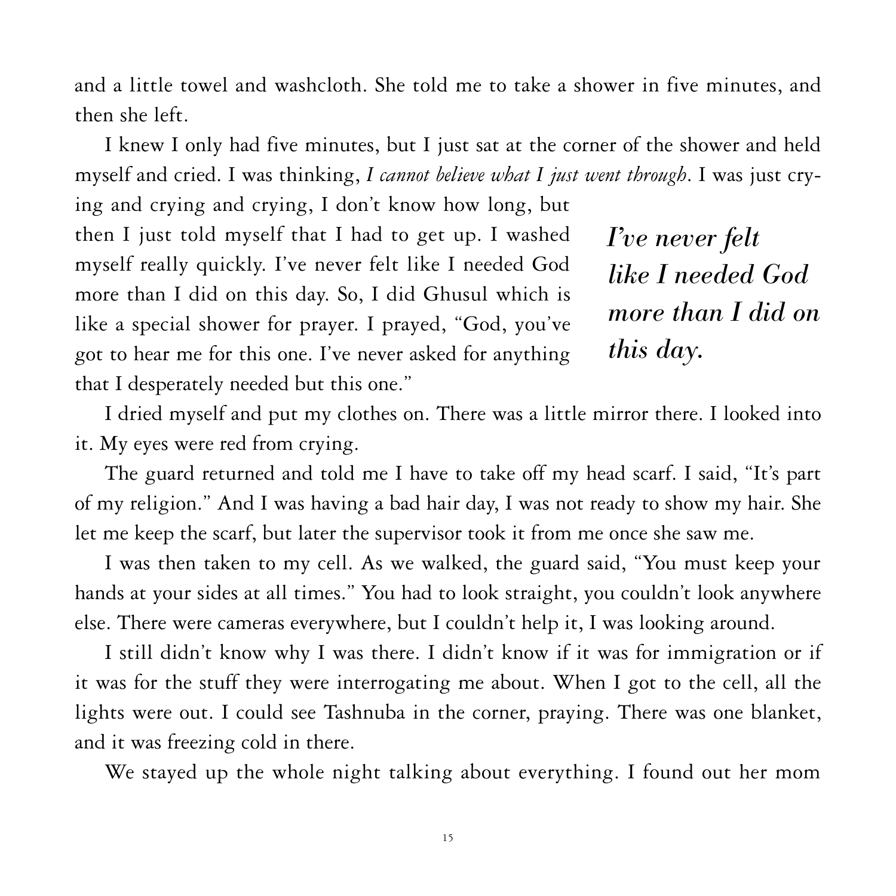and a little towel and washcloth. She told me to take a shower in five minutes, and then she left.

I knew I only had five minutes, but I just sat at the corner of the shower and held myself and cried. I was thinking, *I cannot believe what I just went through*. I was just crying and crying and crying, I don't know how long, but then I just told myself that I had to get up. I washed myself really quickly. I've never felt like I needed God more than I did on this day. So, I did Ghusul which is like a special shower for prayer. I prayed, "God, you've got to hear me for this one. I've never asked for anything that I desperately needed but this one."

> ***I've never felt like I needed God more than I did on this day.***

I dried myself and put my clothes on. There was a little mirror there. I looked into it. My eyes were red from crying.

The guard returned and told me I have to take off my head scarf. I said, "It's part of my religion." And I was having a bad hair day, I was not ready to show my hair. She let me keep the scarf, but later the supervisor took it from me once she saw me.

I was then taken to my cell. As we walked, the guard said, "You must keep your hands at your sides at all times." You had to look straight, you couldn't look anywhere else. There were cameras everywhere, but I couldn't help it, I was looking around.

I still didn't know why I was there. I didn't know if it was for immigration or if it was for the stuff they were interrogating me about. When I got to the cell, all the lights were out. I could see Tashnuba in the corner, praying. There was one blanket, and it was freezing cold in there.

We stayed up the whole night talking about everything. I found out her mom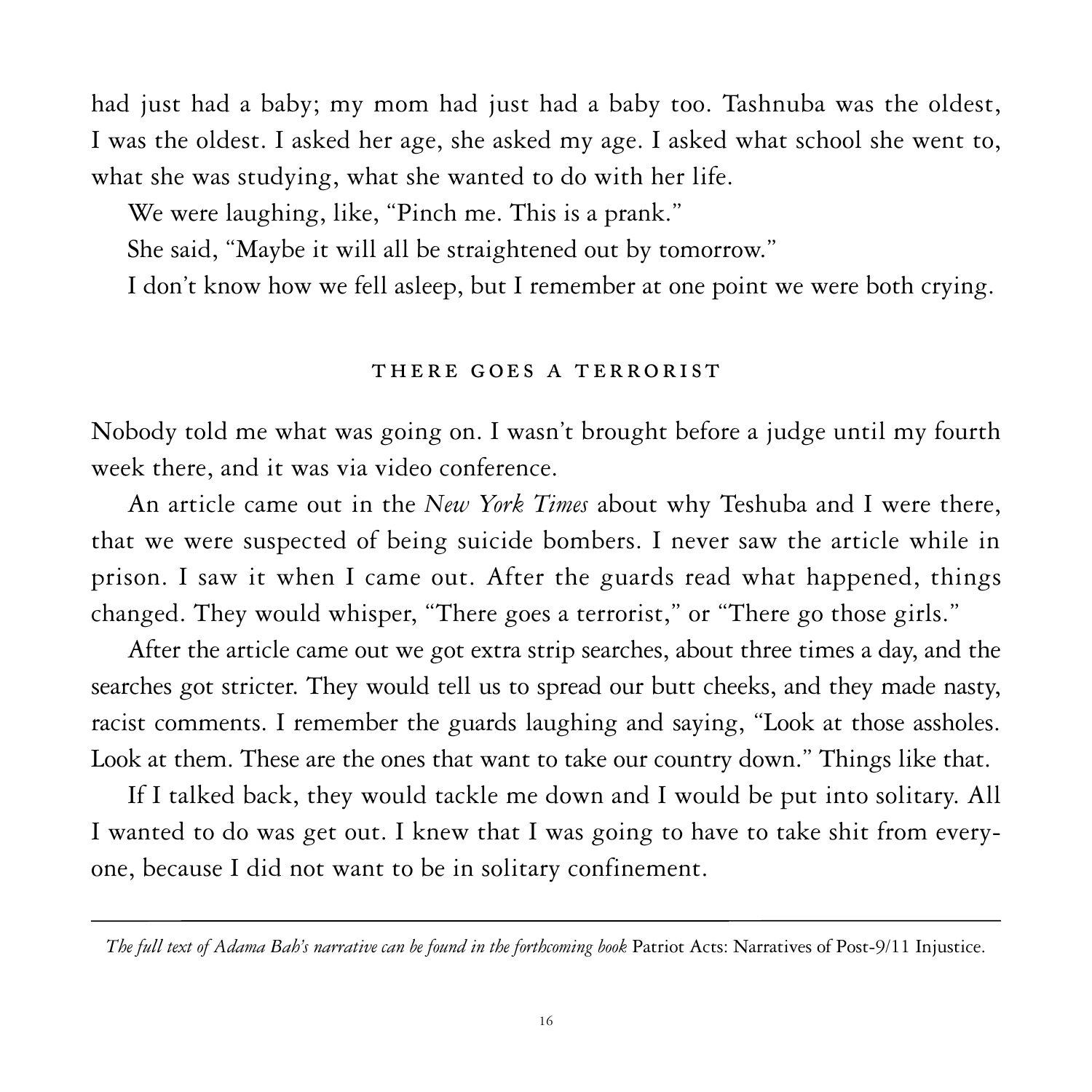had just had a baby; my mom had just had a baby too. Tashnuba was the oldest, I was the oldest. I asked her age, she asked my age. I asked what school she went to, what she was studying, what she wanted to do with her life.

We were laughing, like, "Pinch me. This is a prank."

She said, "Maybe it will all be straightened out by tomorrow."

I don't know how we fell asleep, but I remember at one point we were both crying.

## THERE GOES A TERRORIST

Nobody told me what was going on. I wasn't brought before a judge until my fourth week there, and it was via video conference.

An article came out in the *New York Times* about why Teshuba and I were there, that we were suspected of being suicide bombers. I never saw the article while in prison. I saw it when I came out. After the guards read what happened, things changed. They would whisper, "There goes a terrorist," or "There go those girls."

After the article came out we got extra strip searches, about three times a day, and the searches got stricter. They would tell us to spread our butt cheeks, and they made nasty, racist comments. I remember the guards laughing and saying, "Look at those assholes. Look at them. These are the ones that want to take our country down." Things like that.

If I talked back, they would tackle me down and I would be put into solitary. All I wanted to do was get out. I knew that I was going to have to take shit from everyone, because I did not want to be in solitary confinement.

---

*The full text of Adama Bah's narrative can be found in the forthcoming book* Patriot Acts: Narratives of Post-9/11 Injustice.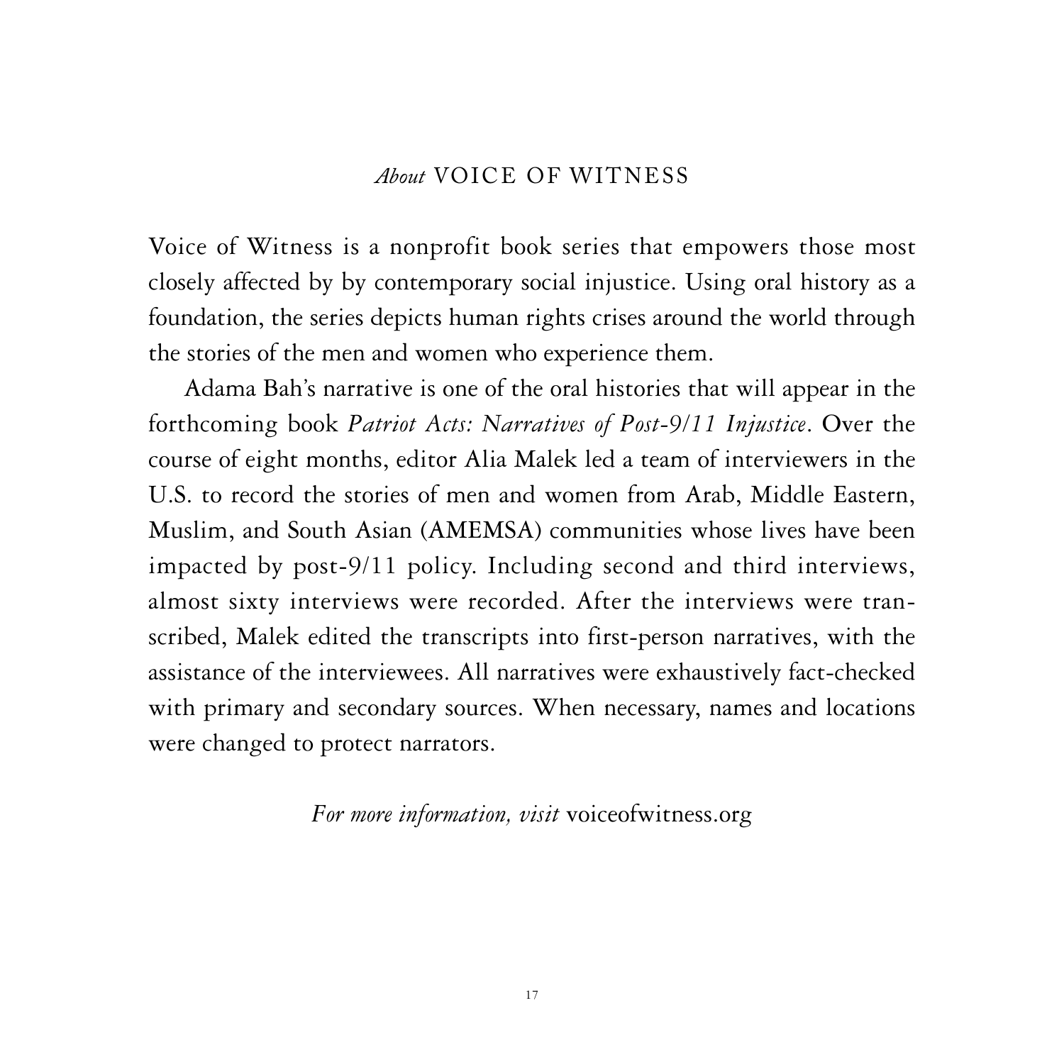## *About* VOICE OF WITNESS

Voice of Witness is a nonprofit book series that empowers those most closely affected by by contemporary social injustice. Using oral history as a foundation, the series depicts human rights crises around the world through the stories of the men and women who experience them.

Adama Bah's narrative is one of the oral histories that will appear in the forthcoming book *Patriot Acts: Narratives of Post-9/11 Injustice*. Over the course of eight months, editor Alia Malek led a team of interviewers in the U.S. to record the stories of men and women from Arab, Middle Eastern, Muslim, and South Asian (AMEMSA) communities whose lives have been impacted by post-9/11 policy. Including second and third interviews, almost sixty interviews were recorded. After the interviews were transcribed, Malek edited the transcripts into first-person narratives, with the assistance of the interviewees. All narratives were exhaustively fact-checked with primary and secondary sources. When necessary, names and locations were changed to protect narrators.

*For more information, visit* voiceofwitness.org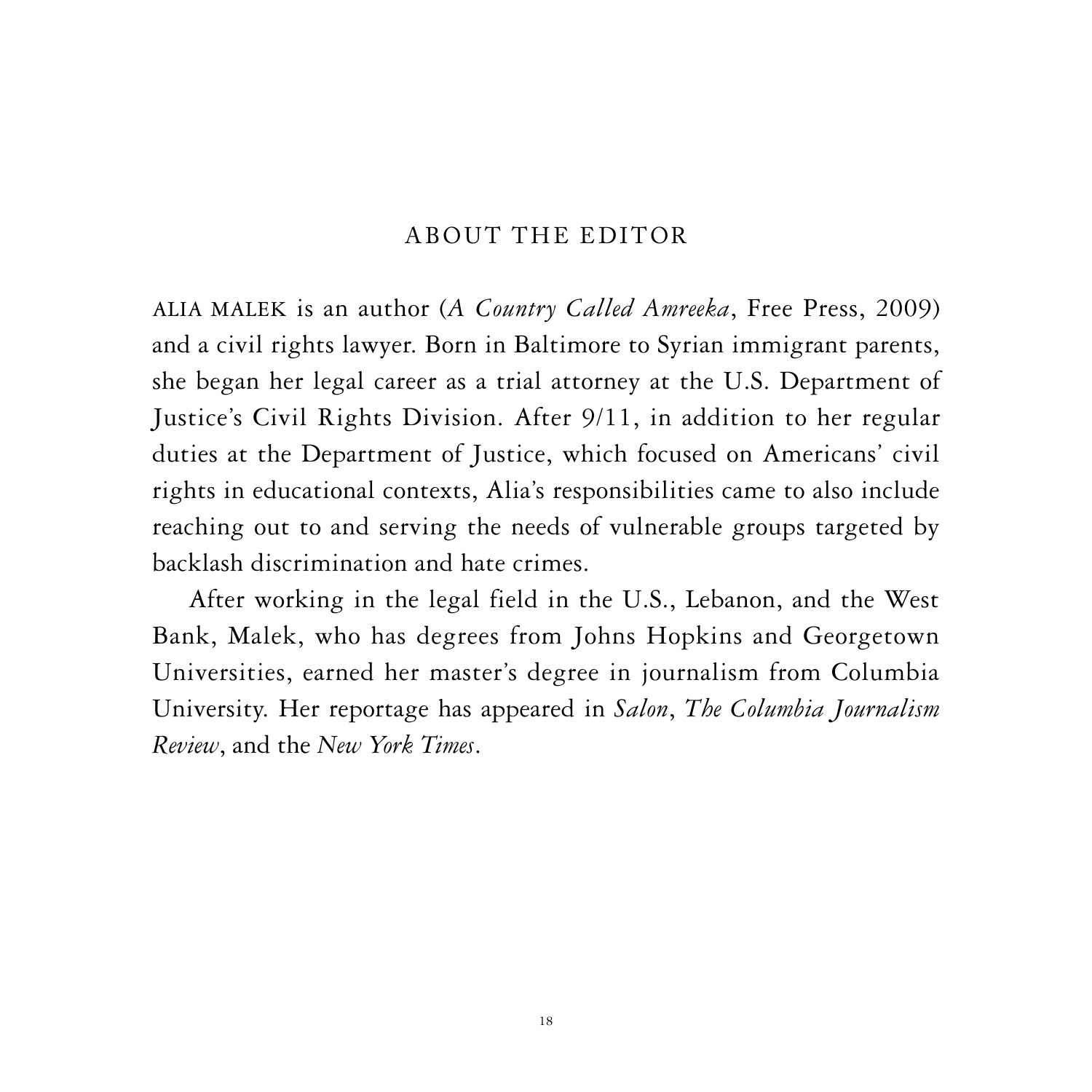## ABOUT THE EDITOR

ALIA MALEK is an author (*A Country Called Amreeka*, Free Press, 2009) and a civil rights lawyer. Born in Baltimore to Syrian immigrant parents, she began her legal career as a trial attorney at the U.S. Department of Justice's Civil Rights Division. After 9/11, in addition to her regular duties at the Department of Justice, which focused on Americans' civil rights in educational contexts, Alia's responsibilities came to also include reaching out to and serving the needs of vulnerable groups targeted by backlash discrimination and hate crimes.

After working in the legal field in the U.S., Lebanon, and the West Bank, Malek, who has degrees from Johns Hopkins and Georgetown Universities, earned her master's degree in journalism from Columbia University. Her reportage has appeared in *Salon*, *The Columbia Journalism Review*, and the *New York Times*.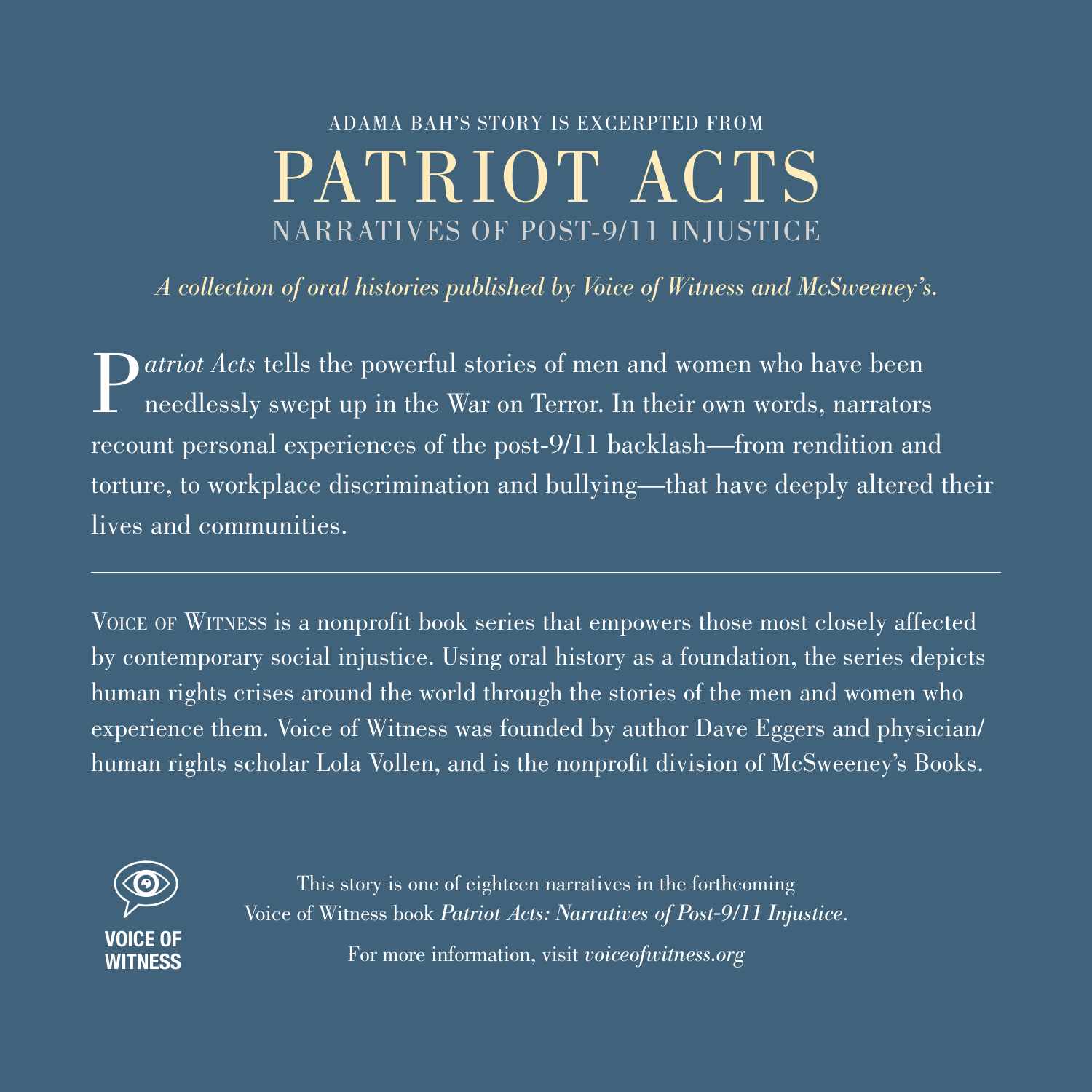ADAMA BAH'S STORY IS EXCERPTED FROM

# PATRIOT ACTS

## NARRATIVES OF POST-9/11 INJUSTICE

*A collection of oral histories published by Voice of Witness and McSweeney's.*

*Patriot Acts* tells the powerful stories of men and women who have been needlessly swept up in the War on Terror. In their own words, narrators recount personal experiences of the post-9/11 backlash—from rendition and torture, to workplace discrimination and bullying—that have deeply altered their lives and communities.

---

VOICE OF WITNESS is a nonprofit book series that empowers those most closely affected by contemporary social injustice. Using oral history as a foundation, the series depicts human rights crises around the world through the stories of the men and women who experience them. Voice of Witness was founded by author Dave Eggers and physician/human rights scholar Lola Vollen, and is the nonprofit division of McSweeney's Books.

VOICE OF WITNESS

This story is one of eighteen narratives in the forthcoming Voice of Witness book *Patriot Acts: Narratives of Post-9/11 Injustice*.

For more information, visit *voiceofwitness.org*